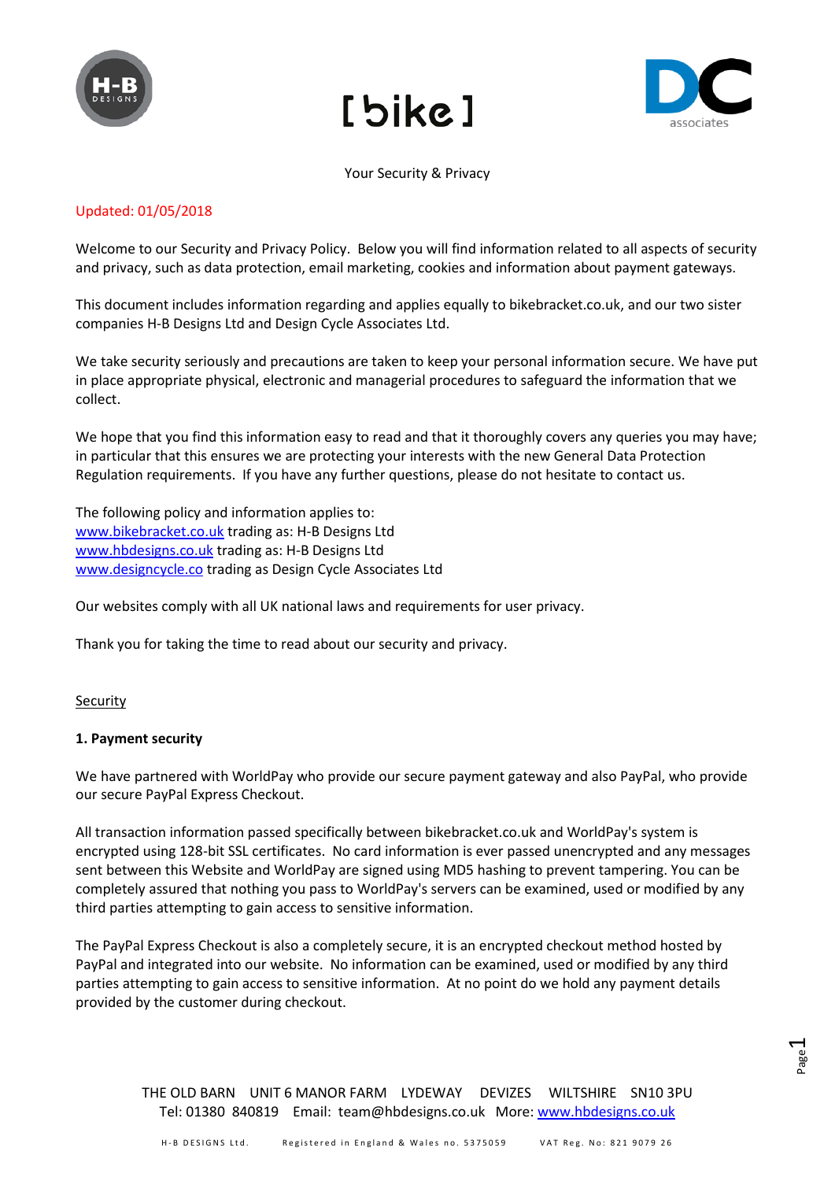[ bike ]

Your Security & Privacy

Updated: 01/05/2018

Welcome to our Security and Privacy Policy. Below you will find information related to all aspects of security and privacy, such as data protection, email marketing, cookies and information about payment gateways.

This document includes information regarding and applies equally to bikebracket.co.uk, and our two sister companies H-B Designs Ltd and Design Cycle Associates Ltd.

We take security seriously and precautions are taken to keep your personal information secure. We have put in place appropriate physical, electronic and managerial procedures to safeguard the information that we collect.

We hope that you find this information easy to read and that it thoroughly covers any queries you may have; in particular that this ensures we are protecting your interests with the new General Data Protection Regulation requirements. If you have any further questions, please do not hesitate to contact us.

The following policy and information applies to:
[www.bikebracket.co.uk](http://www.bikebracket.co.uk) trading as: H-B Designs Ltd
[www.hbdesigns.co.uk](http://www.hbdesigns.co.uk) trading as: H-B Designs Ltd
[www.designcycle.co](http://www.designcycle.co) trading as Design Cycle Associates Ltd

Our websites comply with all UK national laws and requirements for user privacy.

Thank you for taking the time to read about our security and privacy.

## Security

### 1. Payment security

We have partnered with WorldPay who provide our secure payment gateway and also PayPal, who provide our secure PayPal Express Checkout.

All transaction information passed specifically between bikebracket.co.uk and WorldPay's system is encrypted using 128-bit SSL certificates. No card information is ever passed unencrypted and any messages sent between this Website and WorldPay are signed using MD5 hashing to prevent tampering. You can be completely assured that nothing you pass to WorldPay's servers can be examined, used or modified by any third parties attempting to gain access to sensitive information.

The PayPal Express Checkout is also a completely secure, it is an encrypted checkout method hosted by PayPal and integrated into our website. No information can be examined, used or modified by any third parties attempting to gain access to sensitive information. At no point do we hold any payment details provided by the customer during checkout.

THE OLD BARN UNIT 6 MANOR FARM LYDEWAY DEVIZES WILTSHIRE SN10 3PU
Tel: 01380 840819 Email: team@hbdesigns.co.uk More: [www.hbdesigns.co.uk](http://www.hbdesigns.co.uk)

H-B DESIGNS Ltd. Registered in England & Wales no. 5375059 VAT Reg. No: 821 9079 26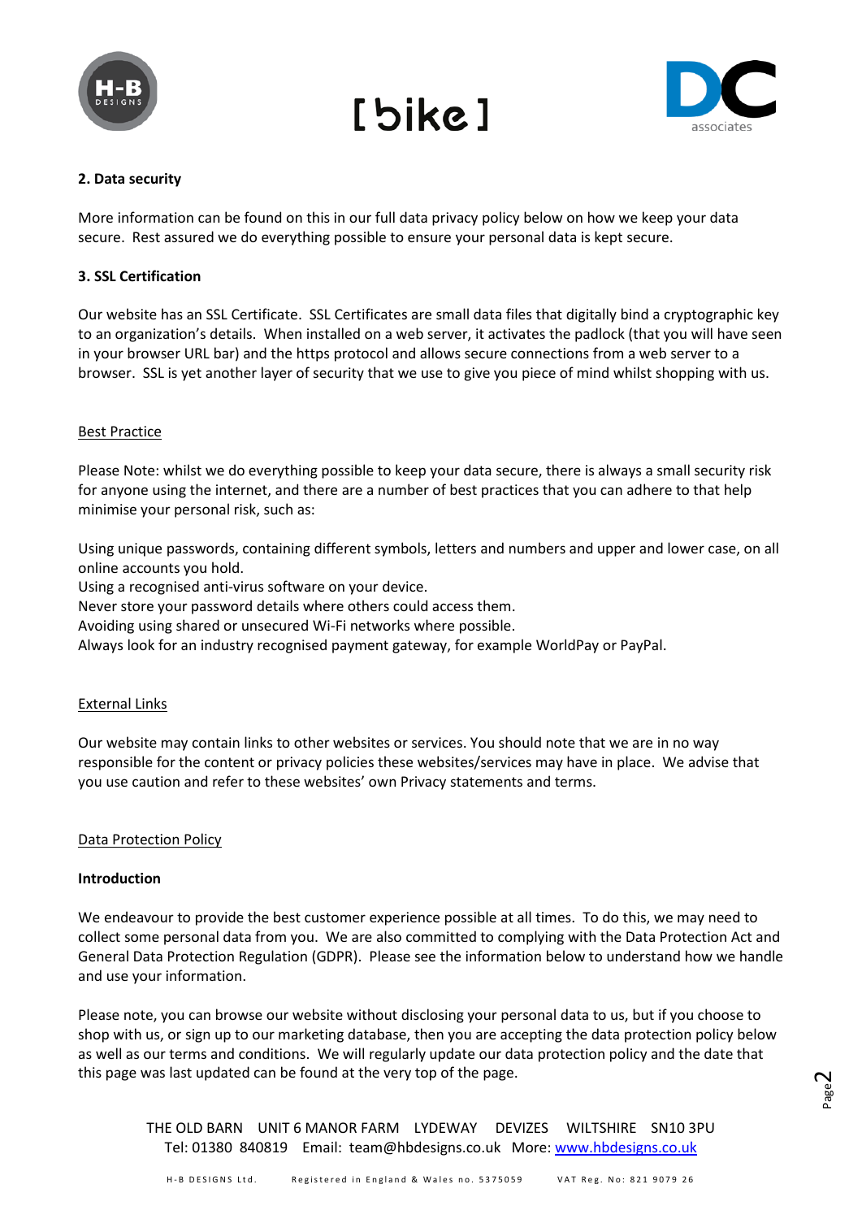**2. Data security**

More information can be found on this in our full data privacy policy below on how we keep your data secure. Rest assured we do everything possible to ensure your personal data is kept secure.

**3. SSL Certification**

Our website has an SSL Certificate. SSL Certificates are small data files that digitally bind a cryptographic key to an organization's details. When installed on a web server, it activates the padlock (that you will have seen in your browser URL bar) and the https protocol and allows secure connections from a web server to a browser. SSL is yet another layer of security that we use to give you piece of mind whilst shopping with us.

Best Practice

Please Note: whilst we do everything possible to keep your data secure, there is always a small security risk for anyone using the internet, and there are a number of best practices that you can adhere to that help minimise your personal risk, such as:

Using unique passwords, containing different symbols, letters and numbers and upper and lower case, on all online accounts you hold.
Using a recognised anti-virus software on your device.
Never store your password details where others could access them.
Avoiding using shared or unsecured Wi-Fi networks where possible.
Always look for an industry recognised payment gateway, for example WorldPay or PayPal.

External Links

Our website may contain links to other websites or services. You should note that we are in no way responsible for the content or privacy policies these websites/services may have in place. We advise that you use caution and refer to these websites' own Privacy statements and terms.

Data Protection Policy

**Introduction**

We endeavour to provide the best customer experience possible at all times. To do this, we may need to collect some personal data from you. We are also committed to complying with the Data Protection Act and General Data Protection Regulation (GDPR). Please see the information below to understand how we handle and use your information.

Please note, you can browse our website without disclosing your personal data to us, but if you choose to shop with us, or sign up to our marketing database, then you are accepting the data protection policy below as well as our terms and conditions. We will regularly update our data protection policy and the date that this page was last updated can be found at the very top of the page.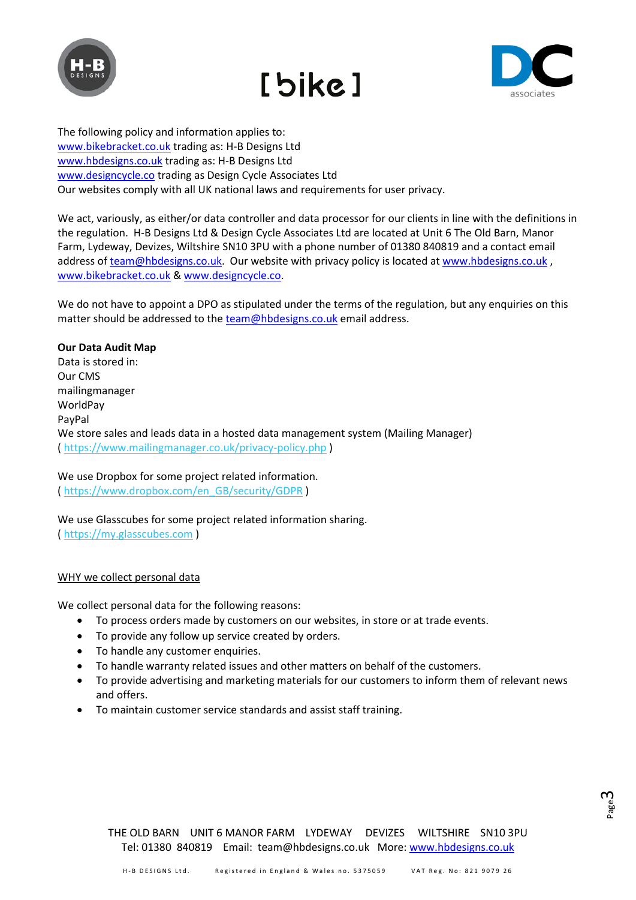The following policy and information applies to:
www.bikebracket.co.uk trading as: H-B Designs Ltd
www.hbdesigns.co.uk trading as: H-B Designs Ltd
www.designcycle.co trading as Design Cycle Associates Ltd
Our websites comply with all UK national laws and requirements for user privacy.

We act, variously, as either/or data controller and data processor for our clients in line with the definitions in the regulation. H-B Designs Ltd & Design Cycle Associates Ltd are located at Unit 6 The Old Barn, Manor Farm, Lydeway, Devizes, Wiltshire SN10 3PU with a phone number of 01380 840819 and a contact email address of team@hbdesigns.co.uk. Our website with privacy policy is located at www.hbdesigns.co.uk , www.bikebracket.co.uk & www.designcycle.co.

We do not have to appoint a DPO as stipulated under the terms of the regulation, but any enquiries on this matter should be addressed to the team@hbdesigns.co.uk email address.

**Our Data Audit Map**

Data is stored in:
Our CMS
mailingmanager
WorldPay
PayPal
We store sales and leads data in a hosted data management system (Mailing Manager)
( https://www.mailingmanager.co.uk/privacy-policy.php )

We use Dropbox for some project related information.
( https://www.dropbox.com/en_GB/security/GDPR )

We use Glasscubes for some project related information sharing.
( https://my.glasscubes.com )

WHY we collect personal data

We collect personal data for the following reasons:

- To process orders made by customers on our websites, in store or at trade events.
- To provide any follow up service created by orders.
- To handle any customer enquiries.
- To handle warranty related issues and other matters on behalf of the customers.
- To provide advertising and marketing materials for our customers to inform them of relevant news and offers.
- To maintain customer service standards and assist staff training.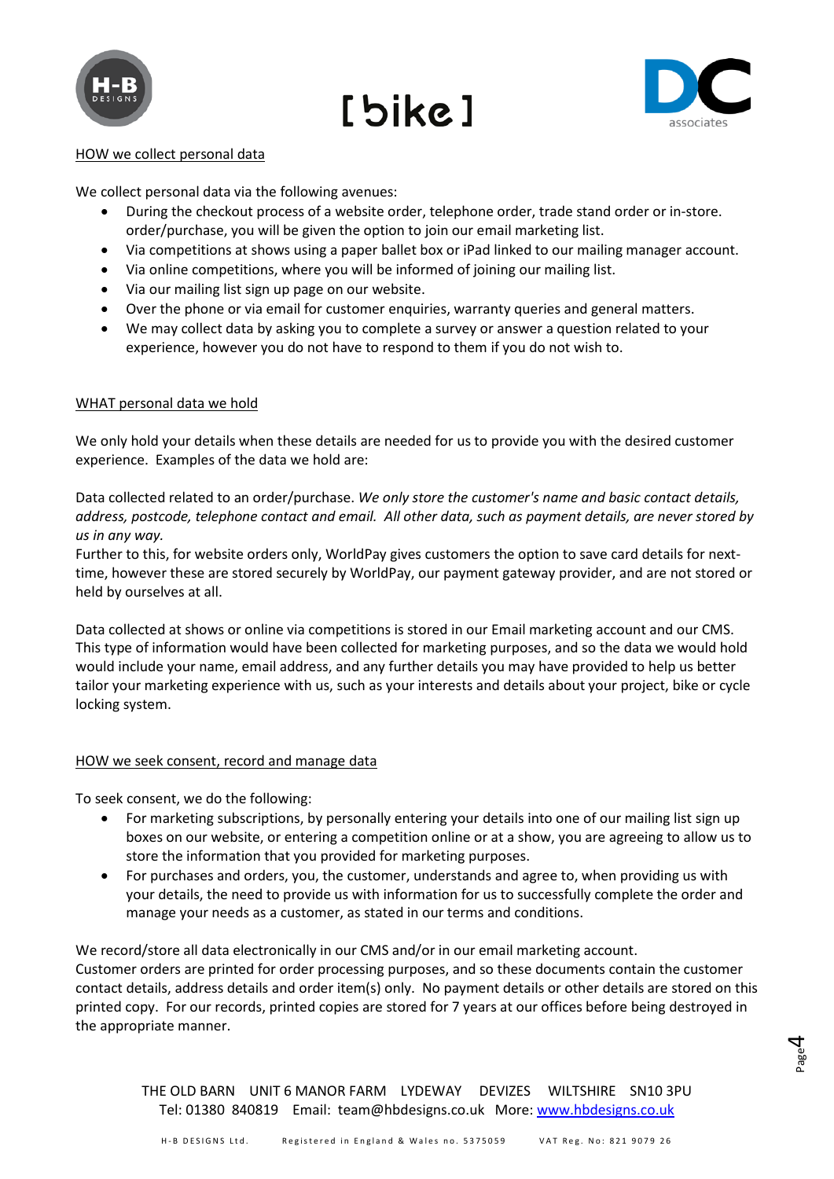HOW we collect personal data

We collect personal data via the following avenues:

- During the checkout process of a website order, telephone order, trade stand order or in-store. order/purchase, you will be given the option to join our email marketing list.
- Via competitions at shows using a paper ballet box or iPad linked to our mailing manager account.
- Via online competitions, where you will be informed of joining our mailing list.
- Via our mailing list sign up page on our website.
- Over the phone or via email for customer enquiries, warranty queries and general matters.
- We may collect data by asking you to complete a survey or answer a question related to your experience, however you do not have to respond to them if you do not wish to.

WHAT personal data we hold

We only hold your details when these details are needed for us to provide you with the desired customer experience. Examples of the data we hold are:

Data collected related to an order/purchase. *We only store the customer's name and basic contact details, address, postcode, telephone contact and email. All other data, such as payment details, are never stored by us in any way.*
Further to this, for website orders only, WorldPay gives customers the option to save card details for next-time, however these are stored securely by WorldPay, our payment gateway provider, and are not stored or held by ourselves at all.

Data collected at shows or online via competitions is stored in our Email marketing account and our CMS. This type of information would have been collected for marketing purposes, and so the data we would hold would include your name, email address, and any further details you may have provided to help us better tailor your marketing experience with us, such as your interests and details about your project, bike or cycle locking system.

HOW we seek consent, record and manage data

To seek consent, we do the following:

- For marketing subscriptions, by personally entering your details into one of our mailing list sign up boxes on our website, or entering a competition online or at a show, you are agreeing to allow us to store the information that you provided for marketing purposes.
- For purchases and orders, you, the customer, understands and agree to, when providing us with your details, the need to provide us with information for us to successfully complete the order and manage your needs as a customer, as stated in our terms and conditions.

We record/store all data electronically in our CMS and/or in our email marketing account.
Customer orders are printed for order processing purposes, and so these documents contain the customer contact details, address details and order item(s) only. No payment details or other details are stored on this printed copy. For our records, printed copies are stored for 7 years at our offices before being destroyed in the appropriate manner.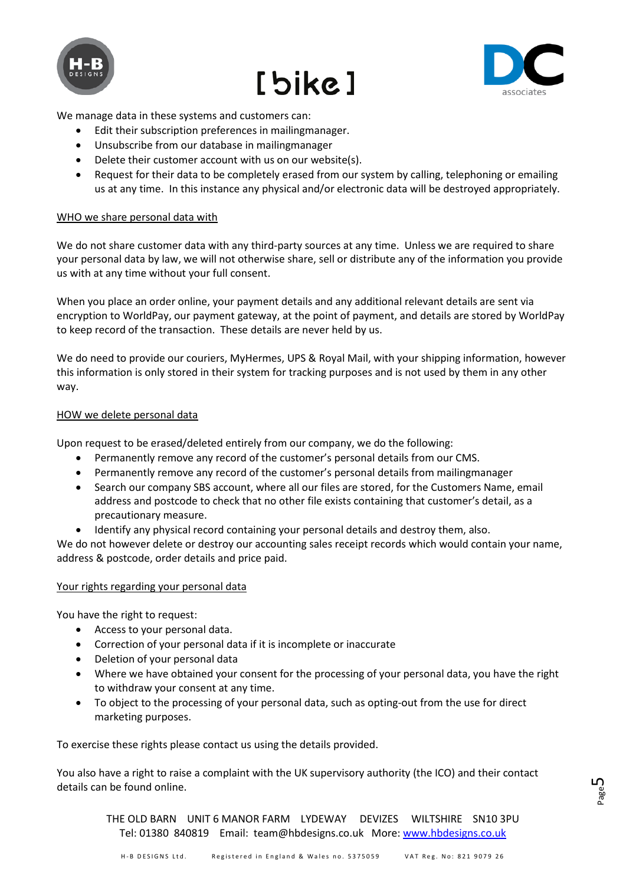We manage data in these systems and customers can:

- Edit their subscription preferences in mailingmanager.
- Unsubscribe from our database in mailingmanager
- Delete their customer account with us on our website(s).
- Request for their data to be completely erased from our system by calling, telephoning or emailing us at any time. In this instance any physical and/or electronic data will be destroyed appropriately.

WHO we share personal data with

We do not share customer data with any third-party sources at any time. Unless we are required to share your personal data by law, we will not otherwise share, sell or distribute any of the information you provide us with at any time without your full consent.

When you place an order online, your payment details and any additional relevant details are sent via encryption to WorldPay, our payment gateway, at the point of payment, and details are stored by WorldPay to keep record of the transaction. These details are never held by us.

We do need to provide our couriers, MyHermes, UPS & Royal Mail, with your shipping information, however this information is only stored in their system for tracking purposes and is not used by them in any other way.

HOW we delete personal data

Upon request to be erased/deleted entirely from our company, we do the following:

- Permanently remove any record of the customer's personal details from our CMS.
- Permanently remove any record of the customer's personal details from mailingmanager
- Search our company SBS account, where all our files are stored, for the Customers Name, email address and postcode to check that no other file exists containing that customer's detail, as a precautionary measure.
- Identify any physical record containing your personal details and destroy them, also.

We do not however delete or destroy our accounting sales receipt records which would contain your name, address & postcode, order details and price paid.

Your rights regarding your personal data

You have the right to request:

- Access to your personal data.
- Correction of your personal data if it is incomplete or inaccurate
- Deletion of your personal data
- Where we have obtained your consent for the processing of your personal data, you have the right to withdraw your consent at any time.
- To object to the processing of your personal data, such as opting-out from the use for direct marketing purposes.

To exercise these rights please contact us using the details provided.

You also have a right to raise a complaint with the UK supervisory authority (the ICO) and their contact details can be found online.